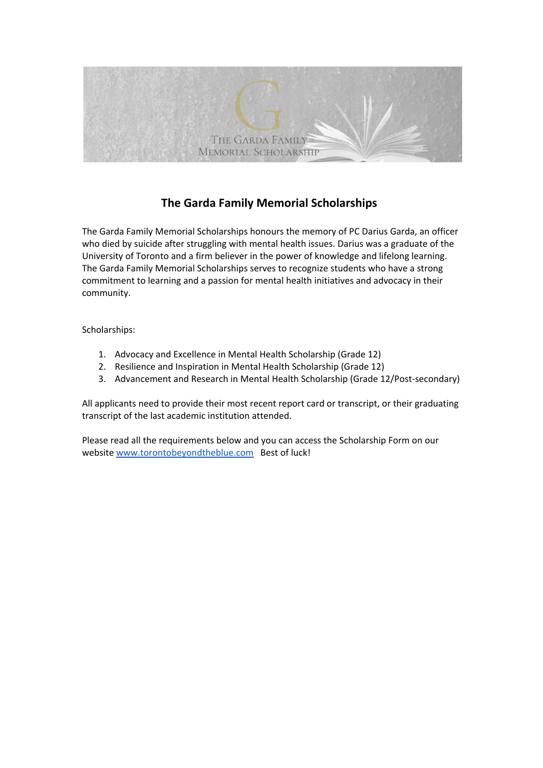# The Garda Family Memorial Scholarships

The Garda Family Memorial Scholarships honours the memory of PC Darius Garda, an officer who died by suicide after struggling with mental health issues. Darius was a graduate of the University of Toronto and a firm believer in the power of knowledge and lifelong learning. The Garda Family Memorial Scholarships serves to recognize students who have a strong commitment to learning and a passion for mental health initiatives and advocacy in their community.

Scholarships:

1. Advocacy and Excellence in Mental Health Scholarship (Grade 12)
2. Resilience and Inspiration in Mental Health Scholarship (Grade 12)
3. Advancement and Research in Mental Health Scholarship (Grade 12/Post-secondary)

All applicants need to provide their most recent report card or transcript, or their graduating transcript of the last academic institution attended.

Please read all the requirements below and you can access the Scholarship Form on our website [www.torontobeyondtheblue.com](http://www.torontobeyondtheblue.com) Best of luck!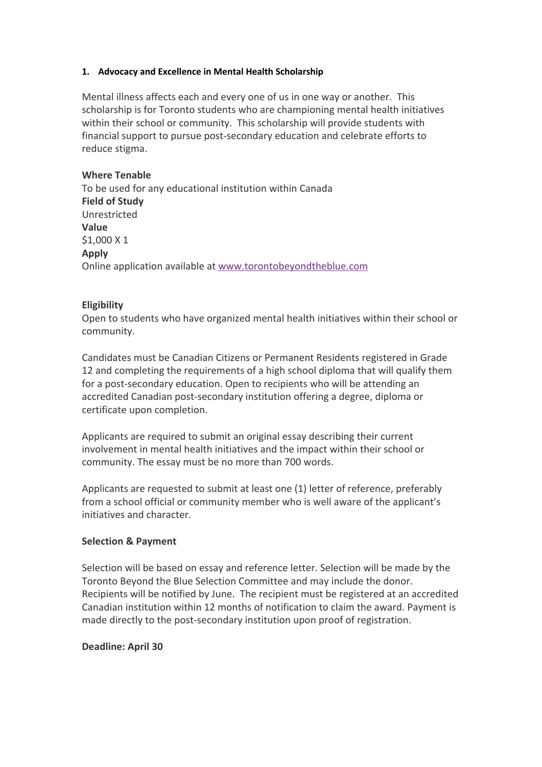**1. Advocacy and Excellence in Mental Health Scholarship**

Mental illness affects each and every one of us in one way or another. This scholarship is for Toronto students who are championing mental health initiatives within their school or community. This scholarship will provide students with financial support to pursue post-secondary education and celebrate efforts to reduce stigma.

**Where Tenable**
To be used for any educational institution within Canada
**Field of Study**
Unrestricted
**Value**
$1,000 X 1
**Apply**
Online application available at www.torontobeyondtheblue.com

**Eligibility**
Open to students who have organized mental health initiatives within their school or community.

Candidates must be Canadian Citizens or Permanent Residents registered in Grade 12 and completing the requirements of a high school diploma that will qualify them for a post-secondary education. Open to recipients who will be attending an accredited Canadian post-secondary institution offering a degree, diploma or certificate upon completion.

Applicants are required to submit an original essay describing their current involvement in mental health initiatives and the impact within their school or community. The essay must be no more than 700 words.

Applicants are requested to submit at least one (1) letter of reference, preferably from a school official or community member who is well aware of the applicant's initiatives and character.

**Selection & Payment**

Selection will be based on essay and reference letter. Selection will be made by the Toronto Beyond the Blue Selection Committee and may include the donor. Recipients will be notified by June. The recipient must be registered at an accredited Canadian institution within 12 months of notification to claim the award. Payment is made directly to the post-secondary institution upon proof of registration.

**Deadline: April 30**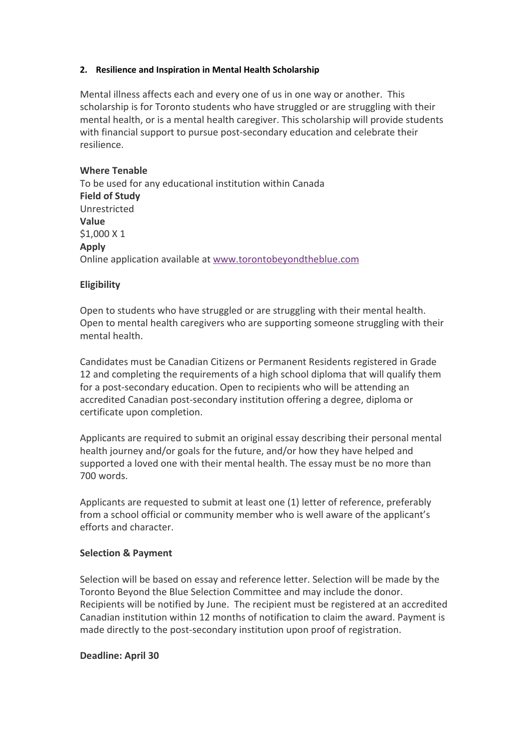## 2. Resilience and Inspiration in Mental Health Scholarship

Mental illness affects each and every one of us in one way or another. This scholarship is for Toronto students who have struggled or are struggling with their mental health, or is a mental health caregiver. This scholarship will provide students with financial support to pursue post-secondary education and celebrate their resilience.

**Where Tenable**
To be used for any educational institution within Canada
**Field of Study**
Unrestricted
**Value**
$1,000 X 1
**Apply**
Online application available at [www.torontobeyondtheblue.com](www.torontobeyondtheblue.com)

**Eligibility**

Open to students who have struggled or are struggling with their mental health. Open to mental health caregivers who are supporting someone struggling with their mental health.

Candidates must be Canadian Citizens or Permanent Residents registered in Grade 12 and completing the requirements of a high school diploma that will qualify them for a post-secondary education. Open to recipients who will be attending an accredited Canadian post-secondary institution offering a degree, diploma or certificate upon completion.

Applicants are required to submit an original essay describing their personal mental health journey and/or goals for the future, and/or how they have helped and supported a loved one with their mental health. The essay must be no more than 700 words.

Applicants are requested to submit at least one (1) letter of reference, preferably from a school official or community member who is well aware of the applicant's efforts and character.

**Selection & Payment**

Selection will be based on essay and reference letter. Selection will be made by the Toronto Beyond the Blue Selection Committee and may include the donor. Recipients will be notified by June. The recipient must be registered at an accredited Canadian institution within 12 months of notification to claim the award. Payment is made directly to the post-secondary institution upon proof of registration.

**Deadline: April 30**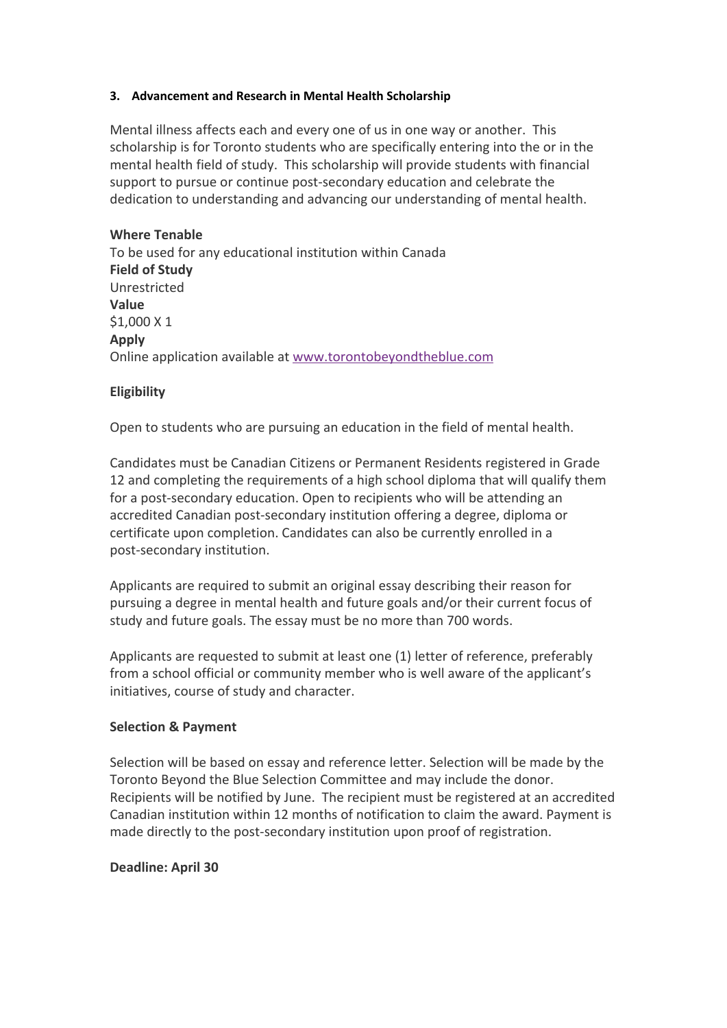### 3. Advancement and Research in Mental Health Scholarship

Mental illness affects each and every one of us in one way or another. This scholarship is for Toronto students who are specifically entering into the or in the mental health field of study. This scholarship will provide students with financial support to pursue or continue post-secondary education and celebrate the dedication to understanding and advancing our understanding of mental health.

**Where Tenable**
To be used for any educational institution within Canada
**Field of Study**
Unrestricted
**Value**
$1,000 X 1
**Apply**
Online application available at [www.torontobeyondtheblue.com](www.torontobeyondtheblue.com)

**Eligibility**

Open to students who are pursuing an education in the field of mental health.

Candidates must be Canadian Citizens or Permanent Residents registered in Grade 12 and completing the requirements of a high school diploma that will qualify them for a post-secondary education. Open to recipients who will be attending an accredited Canadian post-secondary institution offering a degree, diploma or certificate upon completion. Candidates can also be currently enrolled in a post-secondary institution.

Applicants are required to submit an original essay describing their reason for pursuing a degree in mental health and future goals and/or their current focus of study and future goals. The essay must be no more than 700 words.

Applicants are requested to submit at least one (1) letter of reference, preferably from a school official or community member who is well aware of the applicant's initiatives, course of study and character.

**Selection & Payment**

Selection will be based on essay and reference letter. Selection will be made by the Toronto Beyond the Blue Selection Committee and may include the donor. Recipients will be notified by June. The recipient must be registered at an accredited Canadian institution within 12 months of notification to claim the award. Payment is made directly to the post-secondary institution upon proof of registration.

**Deadline: April 30**